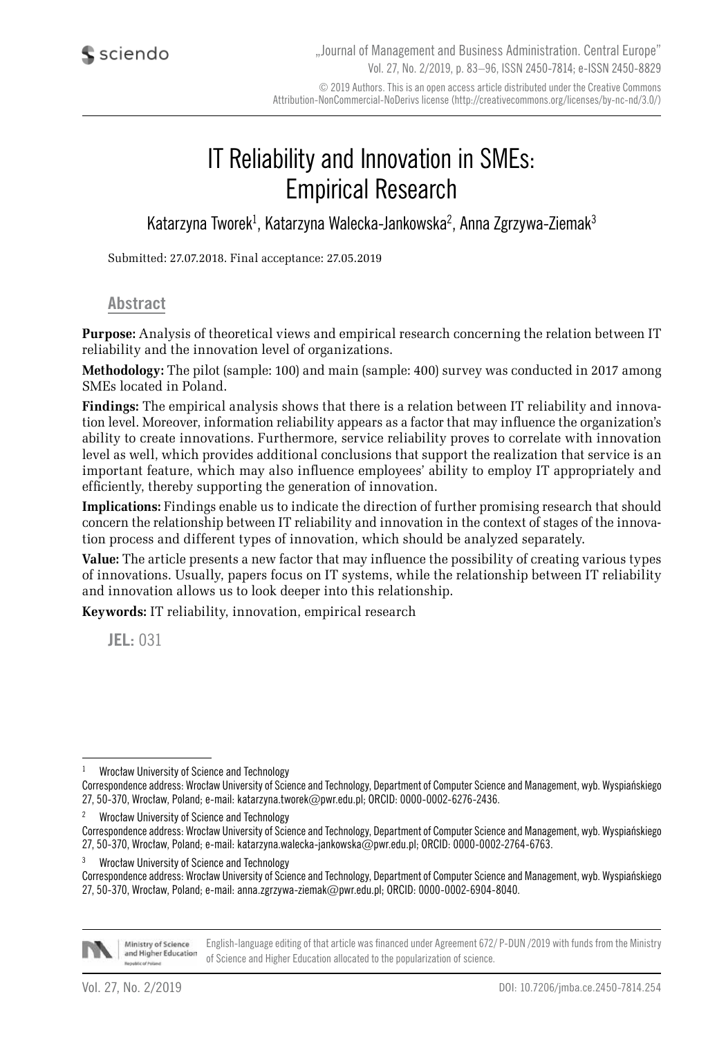# IT Reliability and Innovation in SMEs: Empirical Research

Katarzyna Tworek[1], Katarzyna Walecka-Jankowska[2], Anna Zgrzywa-Ziemak[3]

Submitted: 27.07.2018. Final acceptance: 27.05.2019

## Abstract

**Purpose:** Analysis of theoretical views and empirical research concerning the relation between IT reliability and the innovation level of organizations.

**Methodology:** The pilot (sample: 100) and main (sample: 400) survey was conducted in 2017 among SMEs located in Poland.

**Findings:** The empirical analysis shows that there is a relation between IT reliability and innovation level. Moreover, information reliability appears as a factor that may influence the organization's ability to create innovations. Furthermore, service reliability proves to correlate with innovation level as well, which provides additional conclusions that support the realization that service is an important feature, which may also influence employees' ability to employ IT appropriately and efficiently, thereby supporting the generation of innovation.

**Implications:** Findings enable us to indicate the direction of further promising research that should concern the relationship between IT reliability and innovation in the context of stages of the innovation process and different types of innovation, which should be analyzed separately.

**Value:** The article presents a new factor that may influence the possibility of creating various types of innovations. Usually, papers focus on IT systems, while the relationship between IT reliability and innovation allows us to look deeper into this relationship.

**Keywords:** IT reliability, innovation, empirical research

**JEL:** 031

---

[1] Wrocław University of Science and Technology
Correspondence address: Wrocław University of Science and Technology, Department of Computer Science and Management, wyb. Wyspiańskiego 27, 50-370, Wrocław, Poland; e-mail: katarzyna.tworek@pwr.edu.pl; ORCID: 0000-0002-6276-2436.

[2] Wrocław University of Science and Technology
Correspondence address: Wrocław University of Science and Technology, Department of Computer Science and Management, wyb. Wyspiańskiego 27, 50-370, Wrocław, Poland; e-mail: katarzyna.walecka-jankowska@pwr.edu.pl; ORCID: 0000-0002-2764-6763.

[3] Wrocław University of Science and Technology
Correspondence address: Wrocław University of Science and Technology, Department of Computer Science and Management, wyb. Wyspiańskiego 27, 50-370, Wrocław, Poland; e-mail: anna.zgrzywa-ziemak@pwr.edu.pl; ORCID: 0000-0002-6904-8040.

English-language editing of that article was financed under Agreement 672/ P-DUN /2019 with funds from the Ministry of Science and Higher Education allocated to the popularization of science.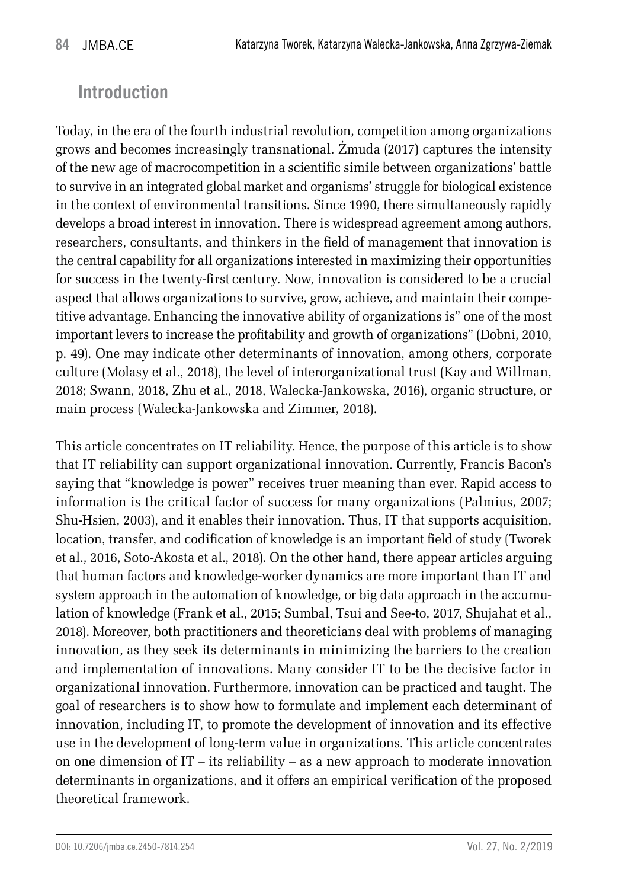## Introduction

Today, in the era of the fourth industrial revolution, competition among organizations grows and becomes increasingly transnational. Żmuda (2017) captures the intensity of the new age of macrocompetition in a scientific simile between organizations' battle to survive in an integrated global market and organisms' struggle for biological existence in the context of environmental transitions. Since 1990, there simultaneously rapidly develops a broad interest in innovation. There is widespread agreement among authors, researchers, consultants, and thinkers in the field of management that innovation is the central capability for all organizations interested in maximizing their opportunities for success in the twenty-first century. Now, innovation is considered to be a crucial aspect that allows organizations to survive, grow, achieve, and maintain their competitive advantage. Enhancing the innovative ability of organizations is" one of the most important levers to increase the profitability and growth of organizations" (Dobni, 2010, p. 49). One may indicate other determinants of innovation, among others, corporate culture (Molasy et al., 2018), the level of interorganizational trust (Kay and Willman, 2018; Swann, 2018, Zhu et al., 2018, Walecka-Jankowska, 2016), organic structure, or main process (Walecka-Jankowska and Zimmer, 2018).

This article concentrates on IT reliability. Hence, the purpose of this article is to show that IT reliability can support organizational innovation. Currently, Francis Bacon's saying that "knowledge is power" receives truer meaning than ever. Rapid access to information is the critical factor of success for many organizations (Palmius, 2007; Shu-Hsien, 2003), and it enables their innovation. Thus, IT that supports acquisition, location, transfer, and codification of knowledge is an important field of study (Tworek et al., 2016, Soto-Akosta et al., 2018). On the other hand, there appear articles arguing that human factors and knowledge-worker dynamics are more important than IT and system approach in the automation of knowledge, or big data approach in the accumulation of knowledge (Frank et al., 2015; Sumbal, Tsui and See-to, 2017, Shujahat et al., 2018). Moreover, both practitioners and theoreticians deal with problems of managing innovation, as they seek its determinants in minimizing the barriers to the creation and implementation of innovations. Many consider IT to be the decisive factor in organizational innovation. Furthermore, innovation can be practiced and taught. The goal of researchers is to show how to formulate and implement each determinant of innovation, including IT, to promote the development of innovation and its effective use in the development of long-term value in organizations. This article concentrates on one dimension of IT – its reliability – as a new approach to moderate innovation determinants in organizations, and it offers an empirical verification of the proposed theoretical framework.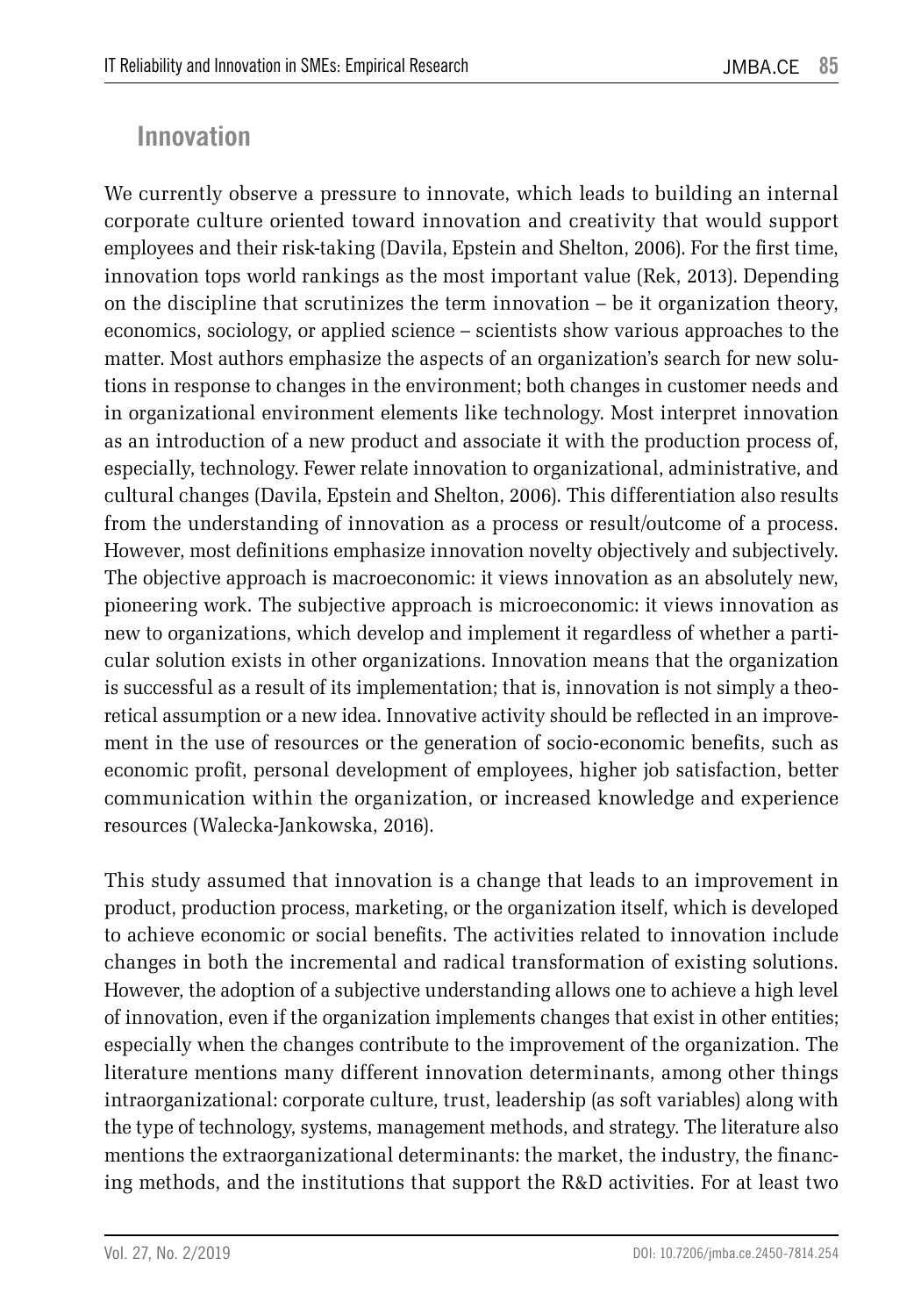## Innovation

We currently observe a pressure to innovate, which leads to building an internal corporate culture oriented toward innovation and creativity that would support employees and their risk-taking (Davila, Epstein and Shelton, 2006). For the first time, innovation tops world rankings as the most important value (Rek, 2013). Depending on the discipline that scrutinizes the term innovation – be it organization theory, economics, sociology, or applied science – scientists show various approaches to the matter. Most authors emphasize the aspects of an organization's search for new solutions in response to changes in the environment; both changes in customer needs and in organizational environment elements like technology. Most interpret innovation as an introduction of a new product and associate it with the production process of, especially, technology. Fewer relate innovation to organizational, administrative, and cultural changes (Davila, Epstein and Shelton, 2006). This differentiation also results from the understanding of innovation as a process or result/outcome of a process. However, most definitions emphasize innovation novelty objectively and subjectively. The objective approach is macroeconomic: it views innovation as an absolutely new, pioneering work. The subjective approach is microeconomic: it views innovation as new to organizations, which develop and implement it regardless of whether a particular solution exists in other organizations. Innovation means that the organization is successful as a result of its implementation; that is, innovation is not simply a theoretical assumption or a new idea. Innovative activity should be reflected in an improvement in the use of resources or the generation of socio-economic benefits, such as economic profit, personal development of employees, higher job satisfaction, better communication within the organization, or increased knowledge and experience resources (Walecka-Jankowska, 2016).

This study assumed that innovation is a change that leads to an improvement in product, production process, marketing, or the organization itself, which is developed to achieve economic or social benefits. The activities related to innovation include changes in both the incremental and radical transformation of existing solutions. However, the adoption of a subjective understanding allows one to achieve a high level of innovation, even if the organization implements changes that exist in other entities; especially when the changes contribute to the improvement of the organization. The literature mentions many different innovation determinants, among other things intraorganizational: corporate culture, trust, leadership (as soft variables) along with the type of technology, systems, management methods, and strategy. The literature also mentions the extraorganizational determinants: the market, the industry, the financing methods, and the institutions that support the R&D activities. For at least two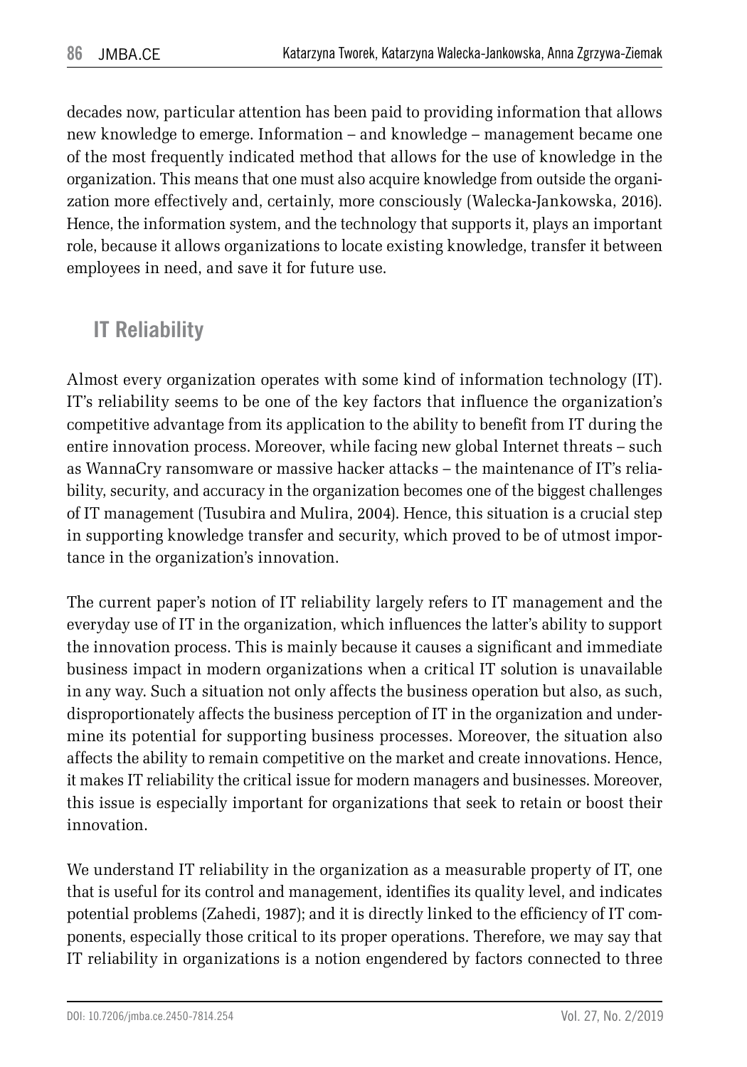decades now, particular attention has been paid to providing information that allows new knowledge to emerge. Information – and knowledge – management became one of the most frequently indicated method that allows for the use of knowledge in the organization. This means that one must also acquire knowledge from outside the organization more effectively and, certainly, more consciously (Walecka-Jankowska, 2016). Hence, the information system, and the technology that supports it, plays an important role, because it allows organizations to locate existing knowledge, transfer it between employees in need, and save it for future use.

## IT Reliability

Almost every organization operates with some kind of information technology (IT). IT's reliability seems to be one of the key factors that influence the organization's competitive advantage from its application to the ability to benefit from IT during the entire innovation process. Moreover, while facing new global Internet threats – such as WannaCry ransomware or massive hacker attacks – the maintenance of IT's reliability, security, and accuracy in the organization becomes one of the biggest challenges of IT management (Tusubira and Mulira, 2004). Hence, this situation is a crucial step in supporting knowledge transfer and security, which proved to be of utmost importance in the organization's innovation.

The current paper's notion of IT reliability largely refers to IT management and the everyday use of IT in the organization, which influences the latter's ability to support the innovation process. This is mainly because it causes a significant and immediate business impact in modern organizations when a critical IT solution is unavailable in any way. Such a situation not only affects the business operation but also, as such, disproportionately affects the business perception of IT in the organization and undermine its potential for supporting business processes. Moreover, the situation also affects the ability to remain competitive on the market and create innovations. Hence, it makes IT reliability the critical issue for modern managers and businesses. Moreover, this issue is especially important for organizations that seek to retain or boost their innovation.

We understand IT reliability in the organization as a measurable property of IT, one that is useful for its control and management, identifies its quality level, and indicates potential problems (Zahedi, 1987); and it is directly linked to the efficiency of IT components, especially those critical to its proper operations. Therefore, we may say that IT reliability in organizations is a notion engendered by factors connected to three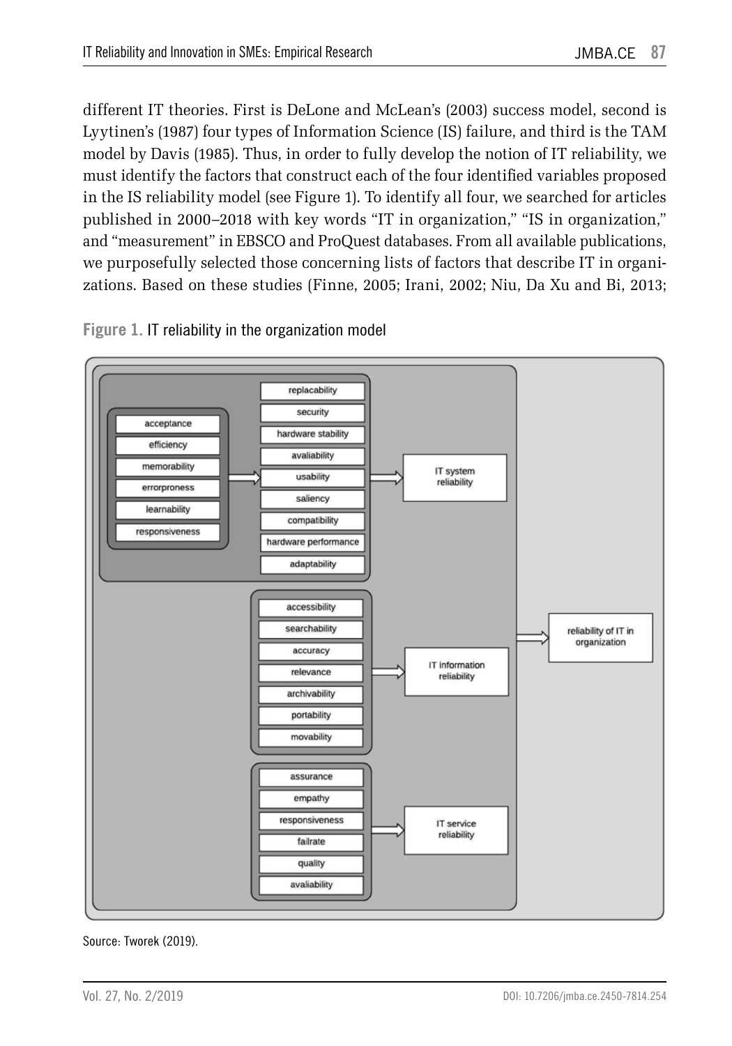different IT theories. First is DeLone and McLean's (2003) success model, second is Lyytinen's (1987) four types of Information Science (IS) failure, and third is the TAM model by Davis (1985). Thus, in order to fully develop the notion of IT reliability, we must identify the factors that construct each of the four identified variables proposed in the IS reliability model (see Figure 1). To identify all four, we searched for articles published in 2000–2018 with key words "IT in organization," "IS in organization," and "measurement" in EBSCO and ProQuest databases. From all available publications, we purposefully selected those concerning lists of factors that describe IT in organizations. Based on these studies (Finne, 2005; Irani, 2002; Niu, Da Xu and Bi, 2013;

**Figure 1.** IT reliability in the organization model

Source: Tworek (2019).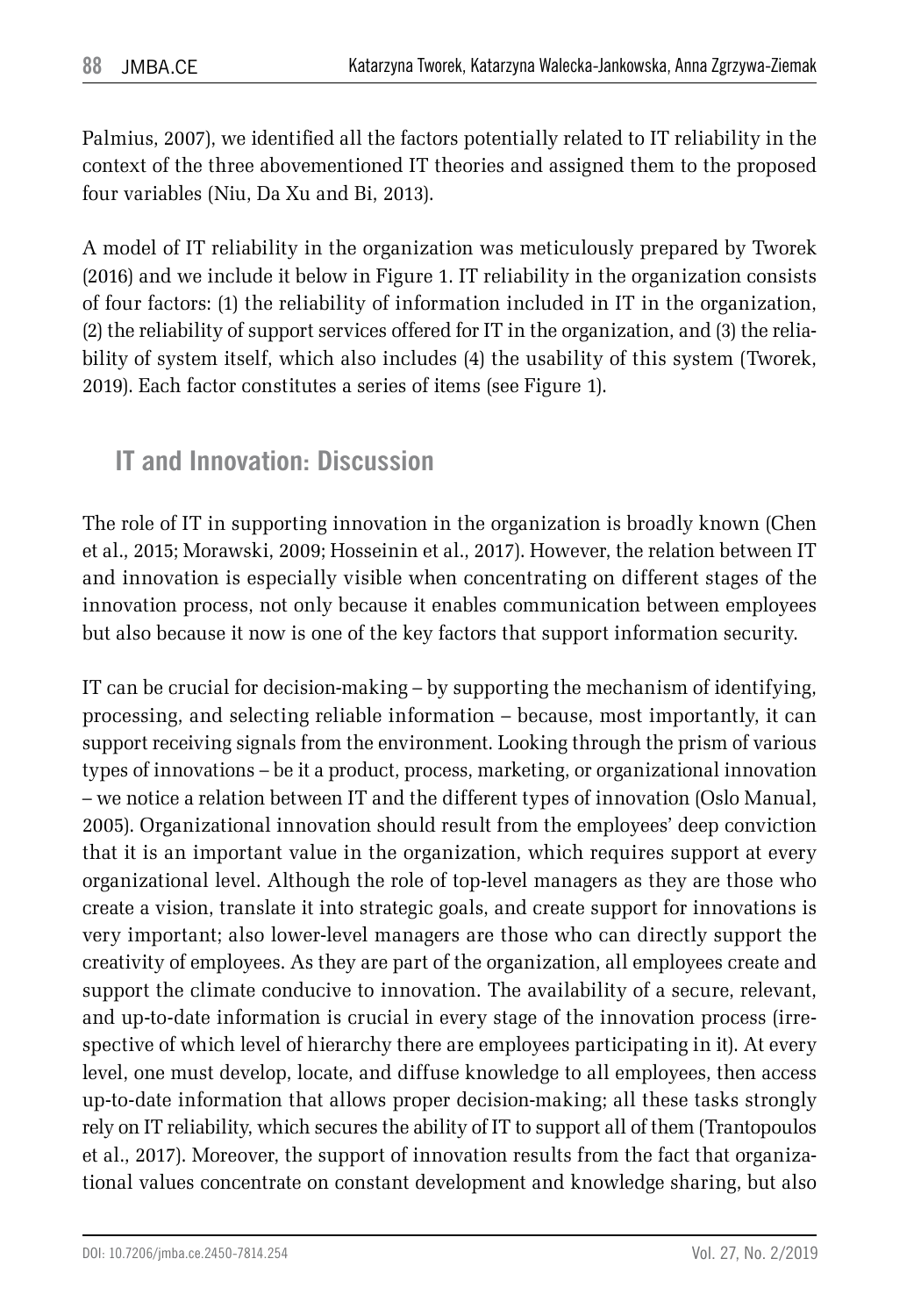Palmius, 2007), we identified all the factors potentially related to IT reliability in the context of the three abovementioned IT theories and assigned them to the proposed four variables (Niu, Da Xu and Bi, 2013).

A model of IT reliability in the organization was meticulously prepared by Tworek (2016) and we include it below in Figure 1. IT reliability in the organization consists of four factors: (1) the reliability of information included in IT in the organization, (2) the reliability of support services offered for IT in the organization, and (3) the reliability of system itself, which also includes (4) the usability of this system (Tworek, 2019). Each factor constitutes a series of items (see Figure 1).

## IT and Innovation: Discussion

The role of IT in supporting innovation in the organization is broadly known (Chen et al., 2015; Morawski, 2009; Hosseinin et al., 2017). However, the relation between IT and innovation is especially visible when concentrating on different stages of the innovation process, not only because it enables communication between employees but also because it now is one of the key factors that support information security.

IT can be crucial for decision-making – by supporting the mechanism of identifying, processing, and selecting reliable information – because, most importantly, it can support receiving signals from the environment. Looking through the prism of various types of innovations – be it a product, process, marketing, or organizational innovation – we notice a relation between IT and the different types of innovation (Oslo Manual, 2005). Organizational innovation should result from the employees' deep conviction that it is an important value in the organization, which requires support at every organizational level. Although the role of top-level managers as they are those who create a vision, translate it into strategic goals, and create support for innovations is very important; also lower-level managers are those who can directly support the creativity of employees. As they are part of the organization, all employees create and support the climate conducive to innovation. The availability of a secure, relevant, and up-to-date information is crucial in every stage of the innovation process (irrespective of which level of hierarchy there are employees participating in it). At every level, one must develop, locate, and diffuse knowledge to all employees, then access up-to-date information that allows proper decision-making; all these tasks strongly rely on IT reliability, which secures the ability of IT to support all of them (Trantopoulos et al., 2017). Moreover, the support of innovation results from the fact that organizational values concentrate on constant development and knowledge sharing, but also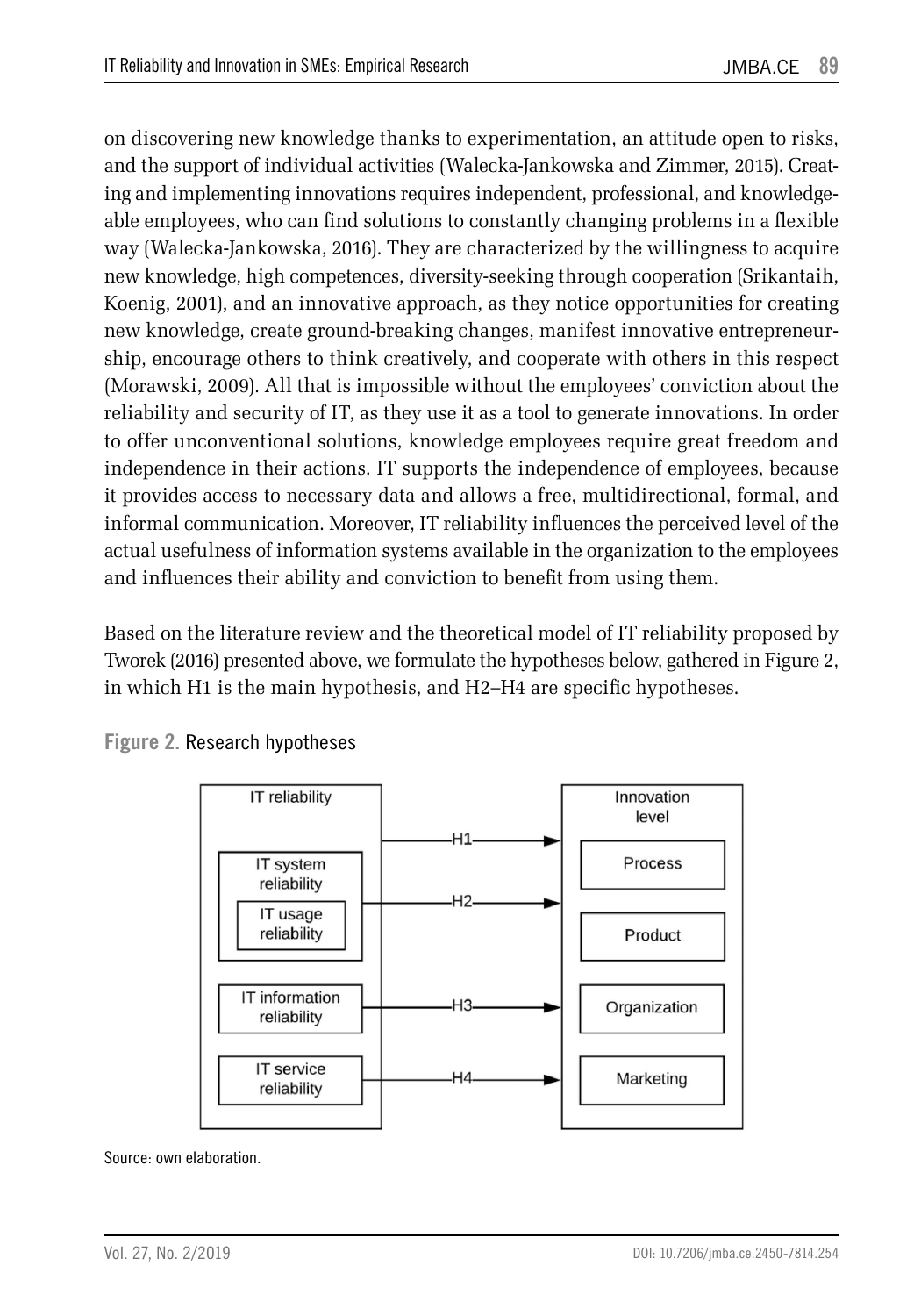on discovering new knowledge thanks to experimentation, an attitude open to risks, and the support of individual activities (Walecka-Jankowska and Zimmer, 2015). Creating and implementing innovations requires independent, professional, and knowledgeable employees, who can find solutions to constantly changing problems in a flexible way (Walecka-Jankowska, 2016). They are characterized by the willingness to acquire new knowledge, high competences, diversity-seeking through cooperation (Srikantaih, Koenig, 2001), and an innovative approach, as they notice opportunities for creating new knowledge, create ground-breaking changes, manifest innovative entrepreneurship, encourage others to think creatively, and cooperate with others in this respect (Morawski, 2009). All that is impossible without the employees' conviction about the reliability and security of IT, as they use it as a tool to generate innovations. In order to offer unconventional solutions, knowledge employees require great freedom and independence in their actions. IT supports the independence of employees, because it provides access to necessary data and allows a free, multidirectional, formal, and informal communication. Moreover, IT reliability influences the perceived level of the actual usefulness of information systems available in the organization to the employees and influences their ability and conviction to benefit from using them.

Based on the literature review and the theoretical model of IT reliability proposed by Tworek (2016) presented above, we formulate the hypotheses below, gathered in Figure 2, in which H1 is the main hypothesis, and H2–H4 are specific hypotheses.

**Figure 2.** Research hypotheses

IT reliability: IT system reliability (IT usage reliability), IT information reliability, IT service reliability

Innovation level: Process, Product, Organization, Marketing

H1: IT reliability → Innovation level
H2: IT system reliability → Innovation level
H3: IT information reliability → Innovation level
H4: IT service reliability → Innovation level

Source: own elaboration.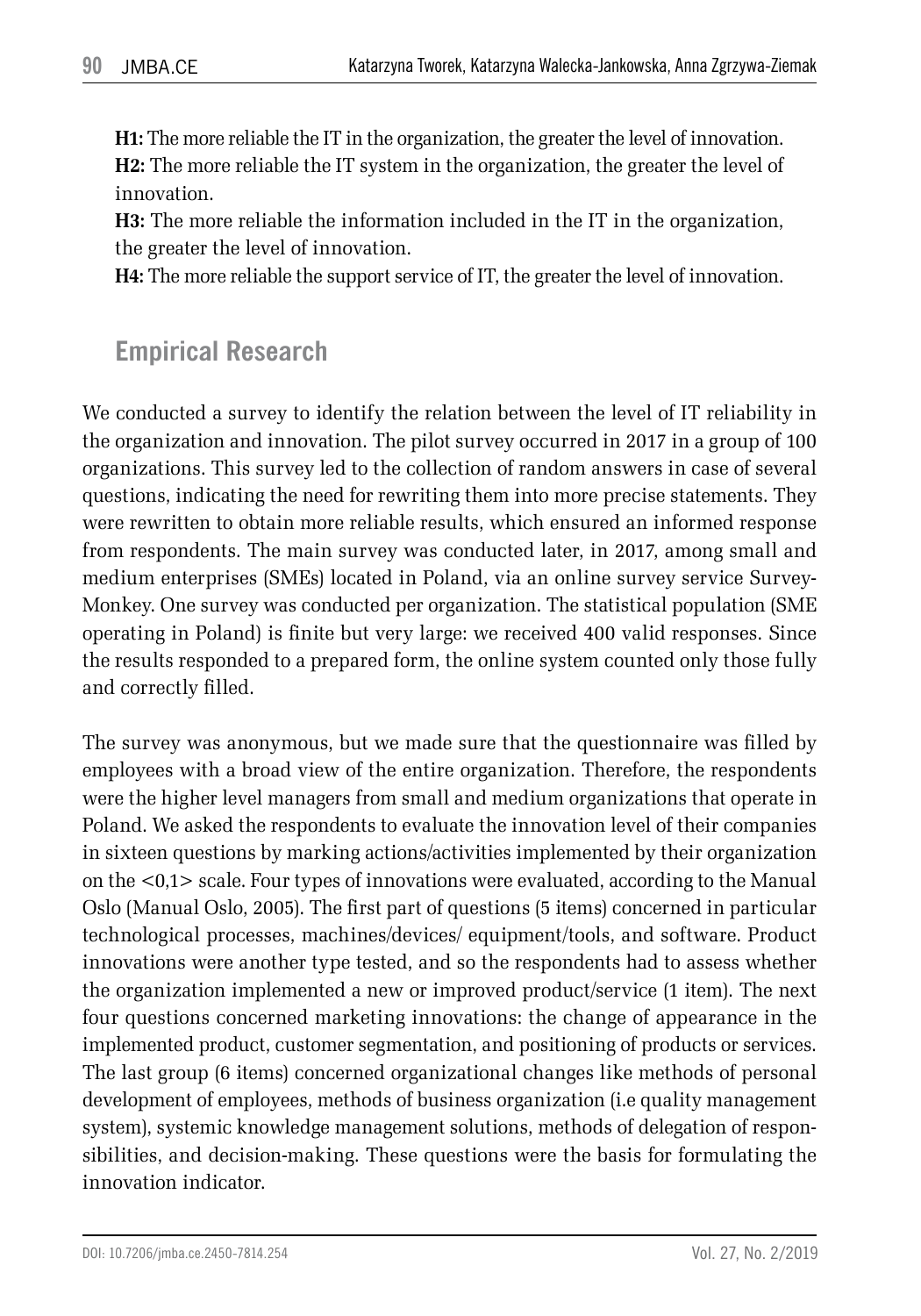**H1:** The more reliable the IT in the organization, the greater the level of innovation.
**H2:** The more reliable the IT system in the organization, the greater the level of innovation.
**H3:** The more reliable the information included in the IT in the organization, the greater the level of innovation.
**H4:** The more reliable the support service of IT, the greater the level of innovation.

## Empirical Research

We conducted a survey to identify the relation between the level of IT reliability in the organization and innovation. The pilot survey occurred in 2017 in a group of 100 organizations. This survey led to the collection of random answers in case of several questions, indicating the need for rewriting them into more precise statements. They were rewritten to obtain more reliable results, which ensured an informed response from respondents. The main survey was conducted later, in 2017, among small and medium enterprises (SMEs) located in Poland, via an online survey service Survey-Monkey. One survey was conducted per organization. The statistical population (SME operating in Poland) is finite but very large: we received 400 valid responses. Since the results responded to a prepared form, the online system counted only those fully and correctly filled.

The survey was anonymous, but we made sure that the questionnaire was filled by employees with a broad view of the entire organization. Therefore, the respondents were the higher level managers from small and medium organizations that operate in Poland. We asked the respondents to evaluate the innovation level of their companies in sixteen questions by marking actions/activities implemented by their organization on the <0,1> scale. Four types of innovations were evaluated, according to the Manual Oslo (Manual Oslo, 2005). The first part of questions (5 items) concerned in particular technological processes, machines/devices/ equipment/tools, and software. Product innovations were another type tested, and so the respondents had to assess whether the organization implemented a new or improved product/service (1 item). The next four questions concerned marketing innovations: the change of appearance in the implemented product, customer segmentation, and positioning of products or services. The last group (6 items) concerned organizational changes like methods of personal development of employees, methods of business organization (i.e quality management system), systemic knowledge management solutions, methods of delegation of responsibilities, and decision-making. These questions were the basis for formulating the innovation indicator.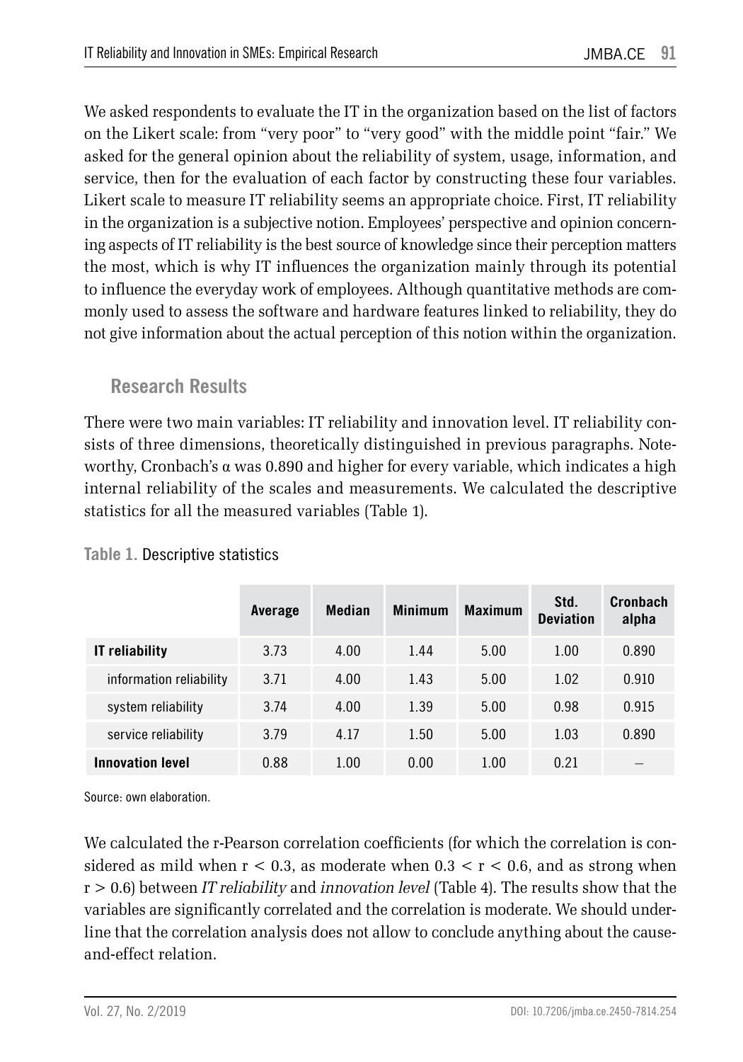We asked respondents to evaluate the IT in the organization based on the list of factors on the Likert scale: from "very poor" to "very good" with the middle point "fair." We asked for the general opinion about the reliability of system, usage, information, and service, then for the evaluation of each factor by constructing these four variables. Likert scale to measure IT reliability seems an appropriate choice. First, IT reliability in the organization is a subjective notion. Employees' perspective and opinion concerning aspects of IT reliability is the best source of knowledge since their perception matters the most, which is why IT influences the organization mainly through its potential to influence the everyday work of employees. Although quantitative methods are commonly used to assess the software and hardware features linked to reliability, they do not give information about the actual perception of this notion within the organization.

## Research Results

There were two main variables: IT reliability and innovation level. IT reliability consists of three dimensions, theoretically distinguished in previous paragraphs. Noteworthy, Cronbach's α was 0.890 and higher for every variable, which indicates a high internal reliability of the scales and measurements. We calculated the descriptive statistics for all the measured variables (Table 1).

**Table 1.** Descriptive statistics

| | Average | Median | Minimum | Maximum | Std. Deviation | Cronbach alpha |
|---|---|---|---|---|---|---|
| **IT reliability** | 3.73 | 4.00 | 1.44 | 5.00 | 1.00 | 0.890 |
| information reliability | 3.71 | 4.00 | 1.43 | 5.00 | 1.02 | 0.910 |
| system reliability | 3.74 | 4.00 | 1.39 | 5.00 | 0.98 | 0.915 |
| service reliability | 3.79 | 4.17 | 1.50 | 5.00 | 1.03 | 0.890 |
| **Innovation level** | 0.88 | 1.00 | 0.00 | 1.00 | 0.21 | – |

Source: own elaboration.

We calculated the r-Pearson correlation coefficients (for which the correlation is considered as mild when $r < 0.3$, as moderate when $0.3 < r < 0.6$, and as strong when $r > 0.6$) between *IT reliability* and *innovation level* (Table 4). The results show that the variables are significantly correlated and the correlation is moderate. We should underline that the correlation analysis does not allow to conclude anything about the cause-and-effect relation.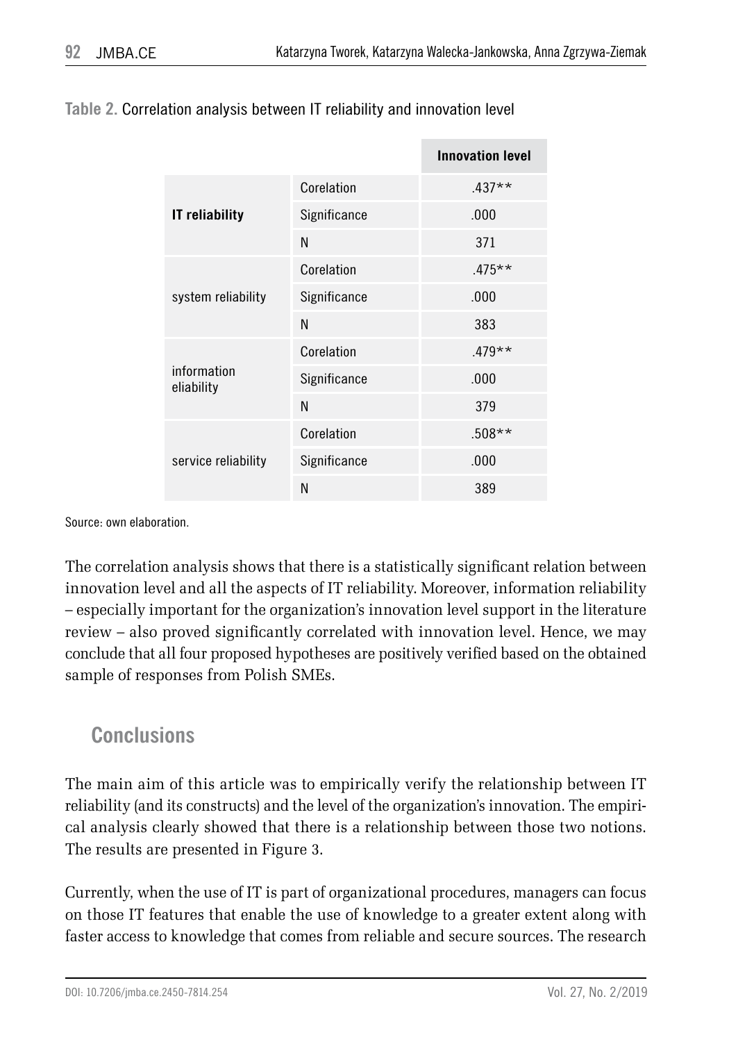**Table 2.** Correlation analysis between IT reliability and innovation level

| | | Innovation level |
|---|---|---|
| **IT reliability** | Corelation | .437** |
| | Significance | .000 |
| | N | 371 |
| system reliability | Corelation | .475** |
| | Significance | .000 |
| | N | 383 |
| information eliability | Corelation | .479** |
| | Significance | .000 |
| | N | 379 |
| service reliability | Corelation | .508** |
| | Significance | .000 |
| | N | 389 |

Source: own elaboration.

The correlation analysis shows that there is a statistically significant relation between innovation level and all the aspects of IT reliability. Moreover, information reliability – especially important for the organization's innovation level support in the literature review – also proved significantly correlated with innovation level. Hence, we may conclude that all four proposed hypotheses are positively verified based on the obtained sample of responses from Polish SMEs.

## Conclusions

The main aim of this article was to empirically verify the relationship between IT reliability (and its constructs) and the level of the organization's innovation. The empirical analysis clearly showed that there is a relationship between those two notions. The results are presented in Figure 3.

Currently, when the use of IT is part of organizational procedures, managers can focus on those IT features that enable the use of knowledge to a greater extent along with faster access to knowledge that comes from reliable and secure sources. The research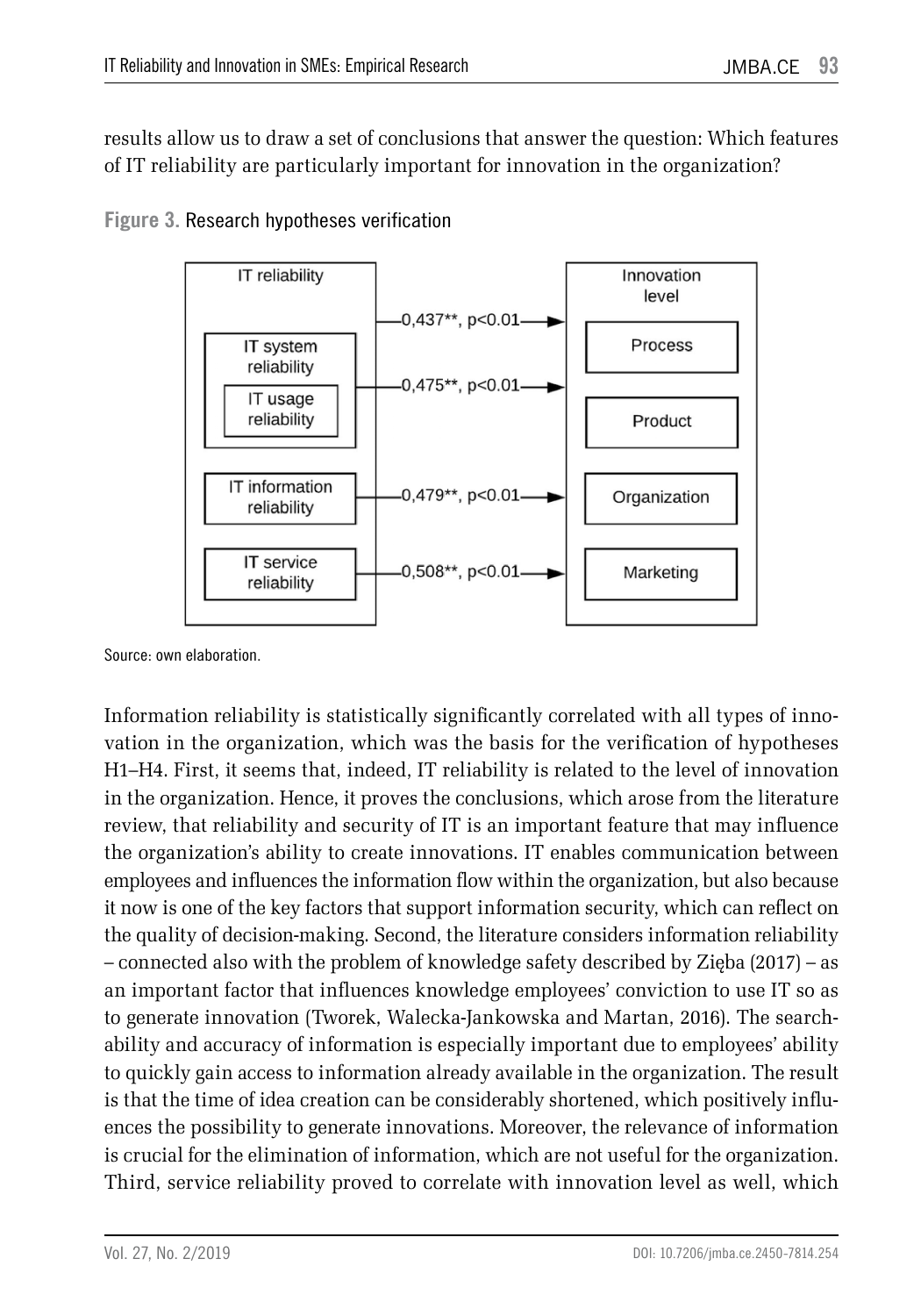results allow us to draw a set of conclusions that answer the question: Which features of IT reliability are particularly important for innovation in the organization?

**Figure 3.** Research hypotheses verification

Source: own elaboration.

Information reliability is statistically significantly correlated with all types of innovation in the organization, which was the basis for the verification of hypotheses H1–H4. First, it seems that, indeed, IT reliability is related to the level of innovation in the organization. Hence, it proves the conclusions, which arose from the literature review, that reliability and security of IT is an important feature that may influence the organization's ability to create innovations. IT enables communication between employees and influences the information flow within the organization, but also because it now is one of the key factors that support information security, which can reflect on the quality of decision-making. Second, the literature considers information reliability – connected also with the problem of knowledge safety described by Zięba (2017) – as an important factor that influences knowledge employees' conviction to use IT so as to generate innovation (Tworek, Walecka-Jankowska and Martan, 2016). The searchability and accuracy of information is especially important due to employees' ability to quickly gain access to information already available in the organization. The result is that the time of idea creation can be considerably shortened, which positively influences the possibility to generate innovations. Moreover, the relevance of information is crucial for the elimination of information, which are not useful for the organization. Third, service reliability proved to correlate with innovation level as well, which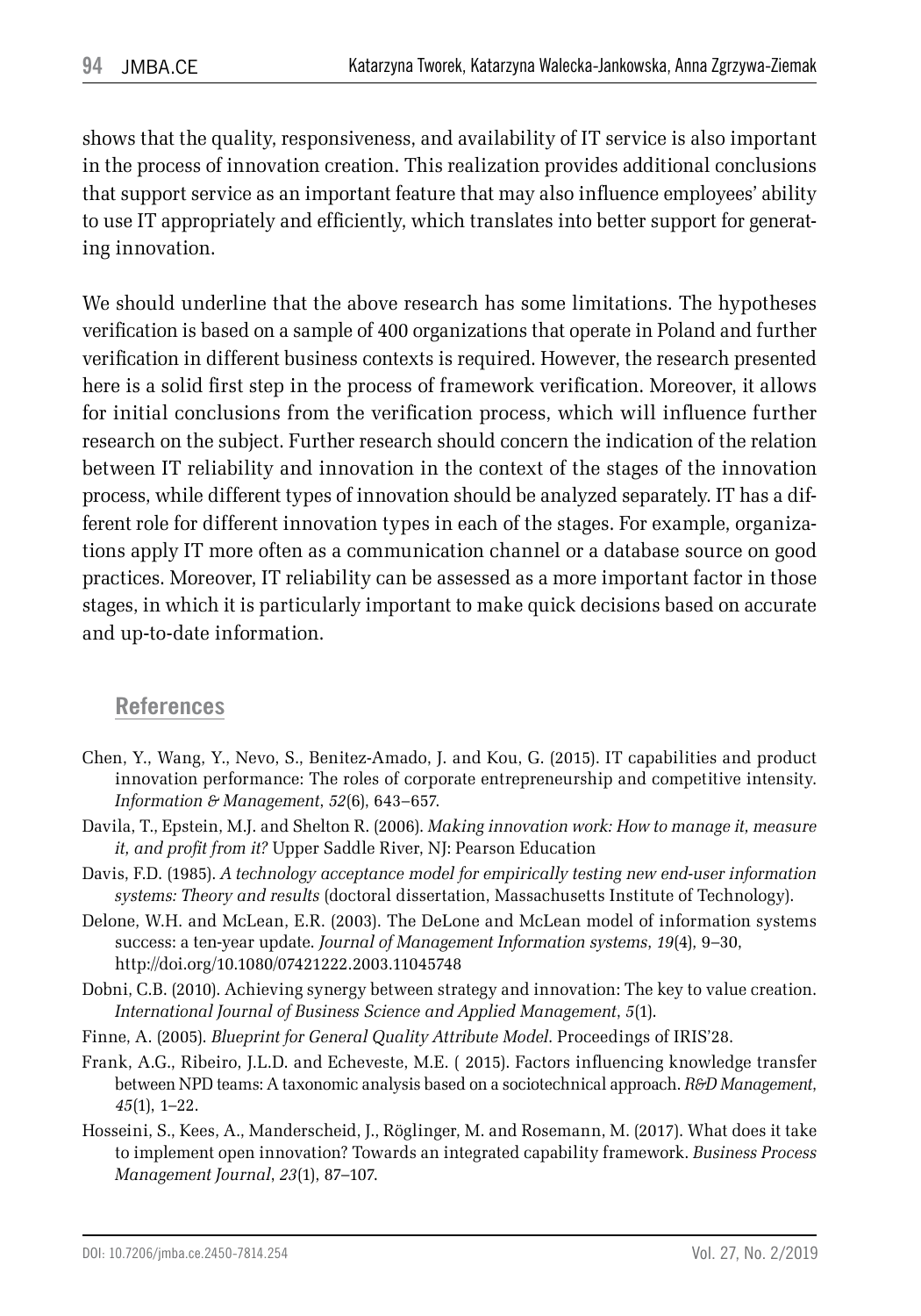shows that the quality, responsiveness, and availability of IT service is also important in the process of innovation creation. This realization provides additional conclusions that support service as an important feature that may also influence employees' ability to use IT appropriately and efficiently, which translates into better support for generating innovation.

We should underline that the above research has some limitations. The hypotheses verification is based on a sample of 400 organizations that operate in Poland and further verification in different business contexts is required. However, the research presented here is a solid first step in the process of framework verification. Moreover, it allows for initial conclusions from the verification process, which will influence further research on the subject. Further research should concern the indication of the relation between IT reliability and innovation in the context of the stages of the innovation process, while different types of innovation should be analyzed separately. IT has a different role for different innovation types in each of the stages. For example, organizations apply IT more often as a communication channel or a database source on good practices. Moreover, IT reliability can be assessed as a more important factor in those stages, in which it is particularly important to make quick decisions based on accurate and up-to-date information.

## References

Chen, Y., Wang, Y., Nevo, S., Benitez-Amado, J. and Kou, G. (2015). IT capabilities and product innovation performance: The roles of corporate entrepreneurship and competitive intensity. *Information & Management*, *52*(6), 643–657.

Davila, T., Epstein, M.J. and Shelton R. (2006). *Making innovation work: How to manage it, measure it, and profit from it?* Upper Saddle River, NJ: Pearson Education

Davis, F.D. (1985). *A technology acceptance model for empirically testing new end-user information systems: Theory and results* (doctoral dissertation, Massachusetts Institute of Technology).

Delone, W.H. and McLean, E.R. (2003). The DeLone and McLean model of information systems success: a ten-year update. *Journal of Management Information systems*, *19*(4), 9–30, http://doi.org/10.1080/07421222.2003.11045748

Dobni, C.B. (2010). Achieving synergy between strategy and innovation: The key to value creation. *International Journal of Business Science and Applied Management*, *5*(1).

Finne, A. (2005). *Blueprint for General Quality Attribute Model*. Proceedings of IRIS'28.

Frank, A.G., Ribeiro, J.L.D. and Echeveste, M.E. ( 2015). Factors influencing knowledge transfer between NPD teams: A taxonomic analysis based on a sociotechnical approach. *R&D Management*, *45*(1), 1–22.

Hosseini, S., Kees, A., Manderscheid, J., Röglinger, M. and Rosemann, M. (2017). What does it take to implement open innovation? Towards an integrated capability framework. *Business Process Management Journal*, *23*(1), 87–107.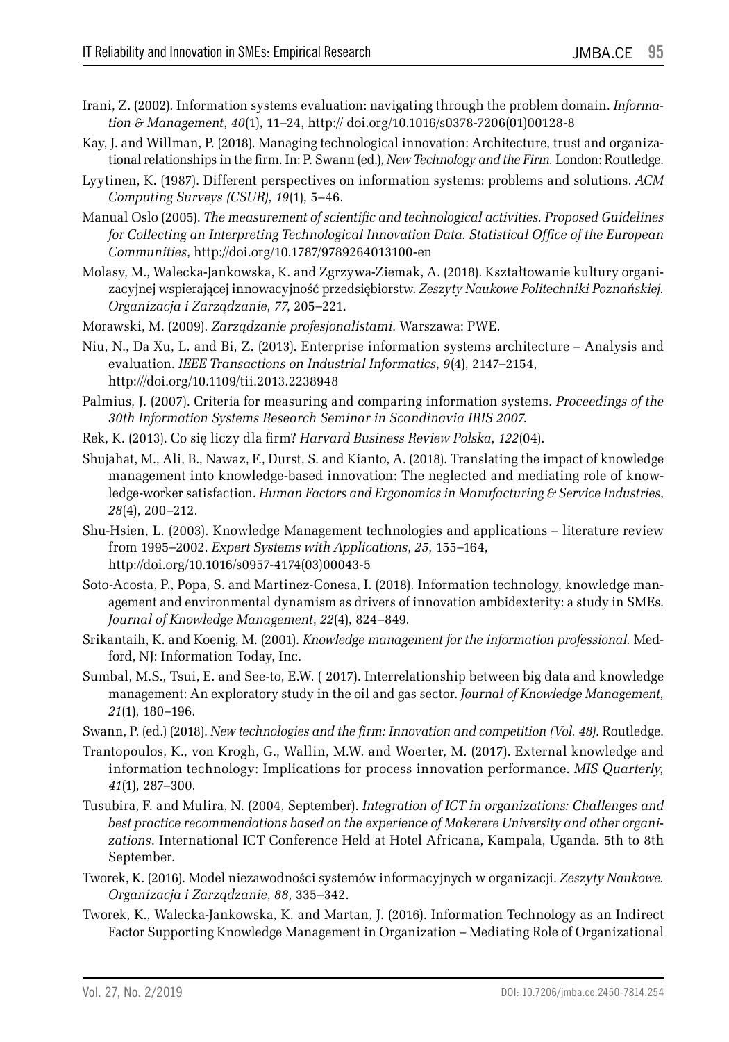Irani, Z. (2002). Information systems evaluation: navigating through the problem domain. *Information & Management*, *40*(1), 11–24, http:// doi.org/10.1016/s0378-7206(01)00128-8

Kay, J. and Willman, P. (2018). Managing technological innovation: Architecture, trust and organizational relationships in the firm. In: P. Swann (ed.), *New Technology and the Firm*. London: Routledge.

Lyytinen, K. (1987). Different perspectives on information systems: problems and solutions. *ACM Computing Surveys (CSUR)*, *19*(1), 5–46.

Manual Oslo (2005). *The measurement of scientific and technological activities. Proposed Guidelines for Collecting an Interpreting Technological Innovation Data. Statistical Office of the European Communities*, http://doi.org/10.1787/9789264013100-en

Molasy, M., Walecka-Jankowska, K. and Zgrzywa-Ziemak, A. (2018). Kształtowanie kultury organizacyjnej wspierającej innowacyjność przedsiębiorstw. *Zeszyty Naukowe Politechniki Poznańskiej. Organizacja i Zarządzanie*, *77*, 205–221.

Morawski, M. (2009). *Zarządzanie profesjonalistami*. Warszawa: PWE.

Niu, N., Da Xu, L. and Bi, Z. (2013). Enterprise information systems architecture – Analysis and evaluation. *IEEE Transactions on Industrial Informatics*, *9*(4), 2147–2154, http:///doi.org/10.1109/tii.2013.2238948

Palmius, J. (2007). Criteria for measuring and comparing information systems. *Proceedings of the 30th Information Systems Research Seminar in Scandinavia IRIS 2007*.

Rek, K. (2013). Co się liczy dla firm? *Harvard Business Review Polska*, *122*(04).

Shujahat, M., Ali, B., Nawaz, F., Durst, S. and Kianto, A. (2018). Translating the impact of knowledge management into knowledge-based innovation: The neglected and mediating role of knowledge-worker satisfaction. *Human Factors and Ergonomics in Manufacturing & Service Industries*, *28*(4), 200–212.

Shu-Hsien, L. (2003). Knowledge Management technologies and applications – literature review from 1995–2002. *Expert Systems with Applications*, *25*, 155–164, http://doi.org/10.1016/s0957-4174(03)00043-5

Soto-Acosta, P., Popa, S. and Martinez-Conesa, I. (2018). Information technology, knowledge management and environmental dynamism as drivers of innovation ambidexterity: a study in SMEs. *Journal of Knowledge Management*, *22*(4), 824–849.

Srikantaih, K. and Koenig, M. (2001). *Knowledge management for the information professional*. Medford, NJ: Information Today, Inc.

Sumbal, M.S., Tsui, E. and See-to, E.W. ( 2017). Interrelationship between big data and knowledge management: An exploratory study in the oil and gas sector. *Journal of Knowledge Management*, *21*(1), 180–196.

Swann, P. (ed.) (2018). *New technologies and the firm: Innovation and competition (Vol. 48)*. Routledge.

Trantopoulos, K., von Krogh, G., Wallin, M.W. and Woerter, M. (2017). External knowledge and information technology: Implications for process innovation performance. *MIS Quarterly*, *41*(1), 287–300.

Tusubira, F. and Mulira, N. (2004, September). *Integration of ICT in organizations: Challenges and best practice recommendations based on the experience of Makerere University and other organizations*. International ICT Conference Held at Hotel Africana, Kampala, Uganda. 5th to 8th September.

Tworek, K. (2016). Model niezawodności systemów informacyjnych w organizacji. *Zeszyty Naukowe. Organizacja i Zarządzanie*, *88*, 335–342.

Tworek, K., Walecka-Jankowska, K. and Martan, J. (2016). Information Technology as an Indirect Factor Supporting Knowledge Management in Organization – Mediating Role of Organizational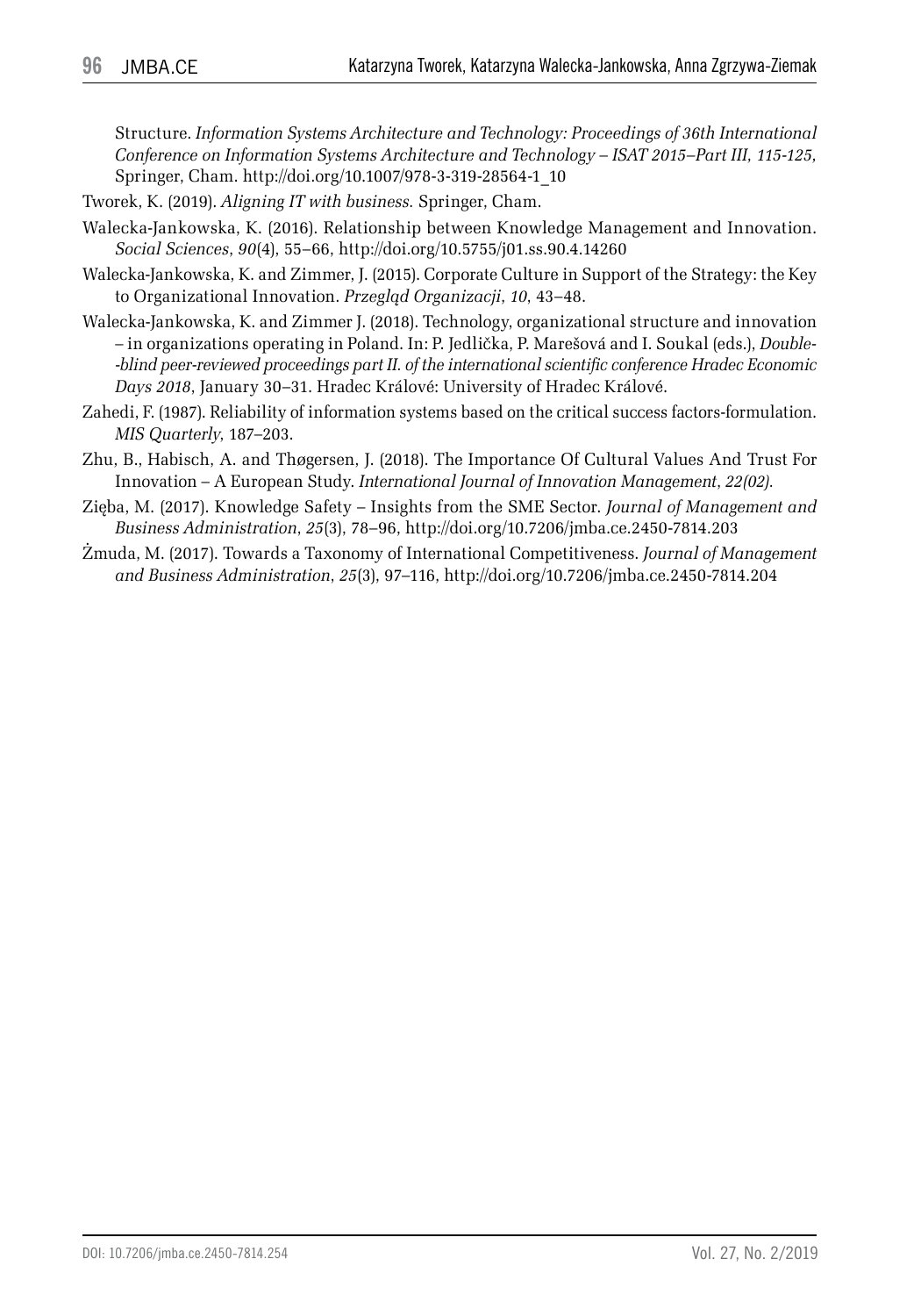Structure. *Information Systems Architecture and Technology: Proceedings of 36th International Conference on Information Systems Architecture and Technology – ISAT 2015–Part III, 115-125,* Springer, Cham. http://doi.org/10.1007/978-3-319-28564-1_10

Tworek, K. (2019). *Aligning IT with business.* Springer, Cham.

Walecka-Jankowska, K. (2016). Relationship between Knowledge Management and Innovation. *Social Sciences*, *90*(4), 55–66, http://doi.org/10.5755/j01.ss.90.4.14260

Walecka-Jankowska, K. and Zimmer, J. (2015). Corporate Culture in Support of the Strategy: the Key to Organizational Innovation. *Przegląd Organizacji*, *10*, 43–48.

Walecka-Jankowska, K. and Zimmer J. (2018). Technology, organizational structure and innovation – in organizations operating in Poland. In: P. Jedlička, P. Marešová and I. Soukal (eds.), *Double--blind peer-reviewed proceedings part II. of the international scientific conference Hradec Economic Days 2018*, January 30–31. Hradec Králové: University of Hradec Králové.

Zahedi, F. (1987). Reliability of information systems based on the critical success factors-formulation. *MIS Quarterly*, 187–203.

Zhu, B., Habisch, A. and Thøgersen, J. (2018). The Importance Of Cultural Values And Trust For Innovation – A European Study. *International Journal of Innovation Management*, *22(02)*.

Zięba, M. (2017). Knowledge Safety – Insights from the SME Sector. *Journal of Management and Business Administration*, *25*(3), 78–96, http://doi.org/10.7206/jmba.ce.2450-7814.203

Żmuda, M. (2017). Towards a Taxonomy of International Competitiveness. *Journal of Management and Business Administration*, *25*(3), 97–116, http://doi.org/10.7206/jmba.ce.2450-7814.204